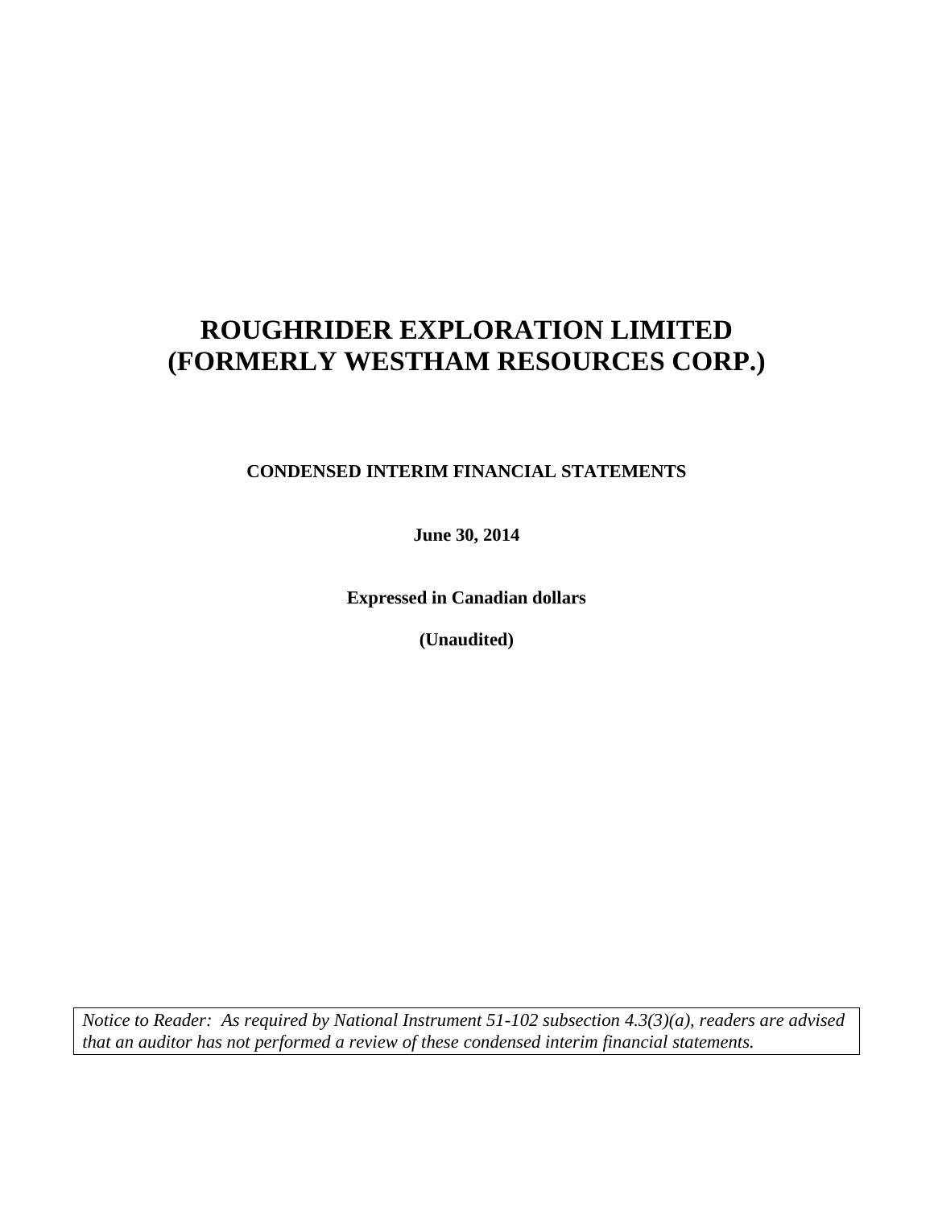# ROUGHRIDER EXPLORATION LIMITED
# (FORMERLY WESTHAM RESOURCES CORP.)

**CONDENSED INTERIM FINANCIAL STATEMENTS**

**June 30, 2014**

**Expressed in Canadian dollars**

**(Unaudited)**

*Notice to Reader: As required by National Instrument 51-102 subsection 4.3(3)(a), readers are advised that an auditor has not performed a review of these condensed interim financial statements.*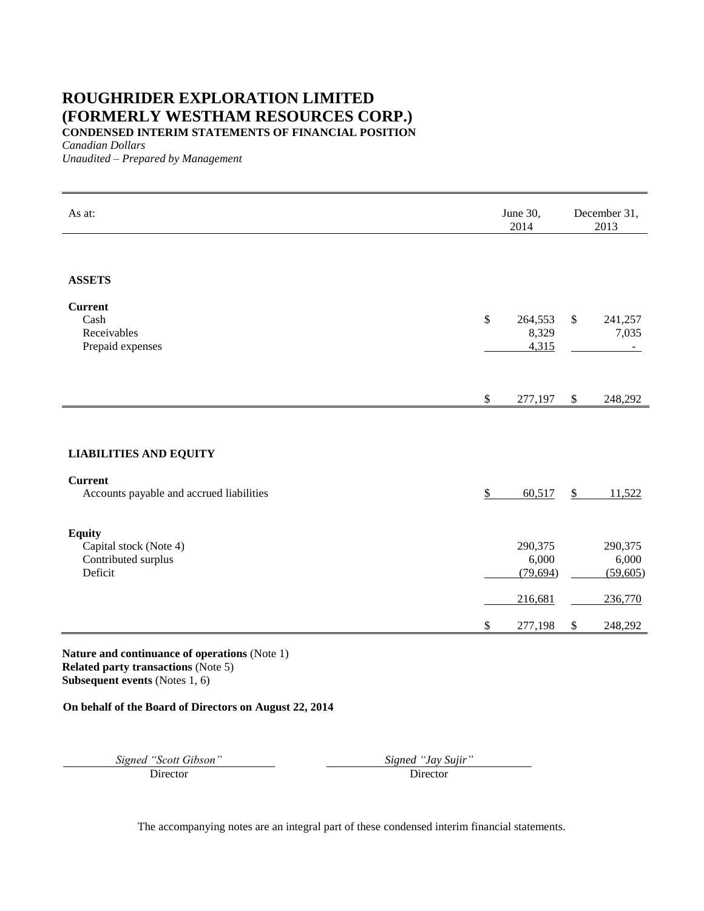# ROUGHRIDER EXPLORATION LIMITED
# (FORMERLY WESTHAM RESOURCES CORP.)

**CONDENSED INTERIM STATEMENTS OF FINANCIAL POSITION**

*Canadian Dollars*

*Unaudited – Prepared by Management*

| As at: | June 30, 2014 | December 31, 2013 |
|---|---|---|
| **ASSETS** | | |
| **Current** | | |
| Cash | $ 264,553 | $ 241,257 |
| Receivables | 8,329 | 7,035 |
| Prepaid expenses | 4,315 | - |
| | $ 277,197 | $ 248,292 |
| **LIABILITIES AND EQUITY** | | |
| **Current** | | |
| Accounts payable and accrued liabilities | $ 60,517 | $ 11,522 |
| **Equity** | | |
| Capital stock (Note 4) | 290,375 | 290,375 |
| Contributed surplus | 6,000 | 6,000 |
| Deficit | (79,694) | (59,605) |
| | 216,681 | 236,770 |
| | $ 277,198 | $ 248,292 |

**Nature and continuance of operations** (Note 1)
**Related party transactions** (Note 5)
**Subsequent events** (Notes 1, 6)

**On behalf of the Board of Directors on August 22, 2014**

*Signed "Scott Gibson"*
Director

*Signed "Jay Sujir"*
Director

The accompanying notes are an integral part of these condensed interim financial statements.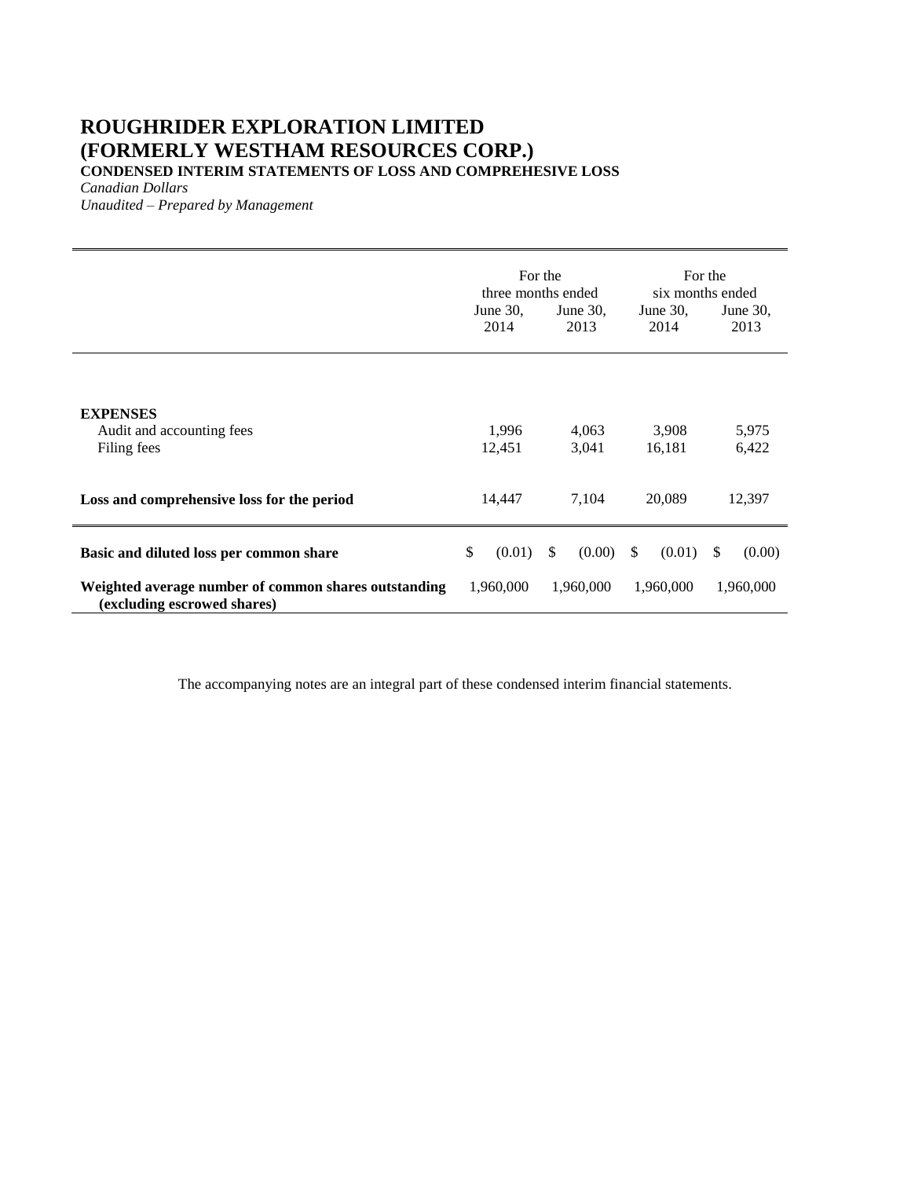# ROUGHRIDER EXPLORATION LIMITED
# (FORMERLY WESTHAM RESOURCES CORP.)

**CONDENSED INTERIM STATEMENTS OF LOSS AND COMPREHESIVE LOSS**

*Canadian Dollars*

*Unaudited – Prepared by Management*

| | For the three months ended | | For the six months ended | |
|---|---|---|---|---|
| | June 30, 2014 | June 30, 2013 | June 30, 2014 | June 30, 2013 |
| **EXPENSES** | | | | |
| Audit and accounting fees | 1,996 | 4,063 | 3,908 | 5,975 |
| Filing fees | 12,451 | 3,041 | 16,181 | 6,422 |
| **Loss and comprehensive loss for the period** | 14,447 | 7,104 | 20,089 | 12,397 |
| **Basic and diluted loss per common share** | $ (0.01) | $ (0.00) | $ (0.01) | $ (0.00) |
| **Weighted average number of common shares outstanding (excluding escrowed shares)** | 1,960,000 | 1,960,000 | 1,960,000 | 1,960,000 |

The accompanying notes are an integral part of these condensed interim financial statements.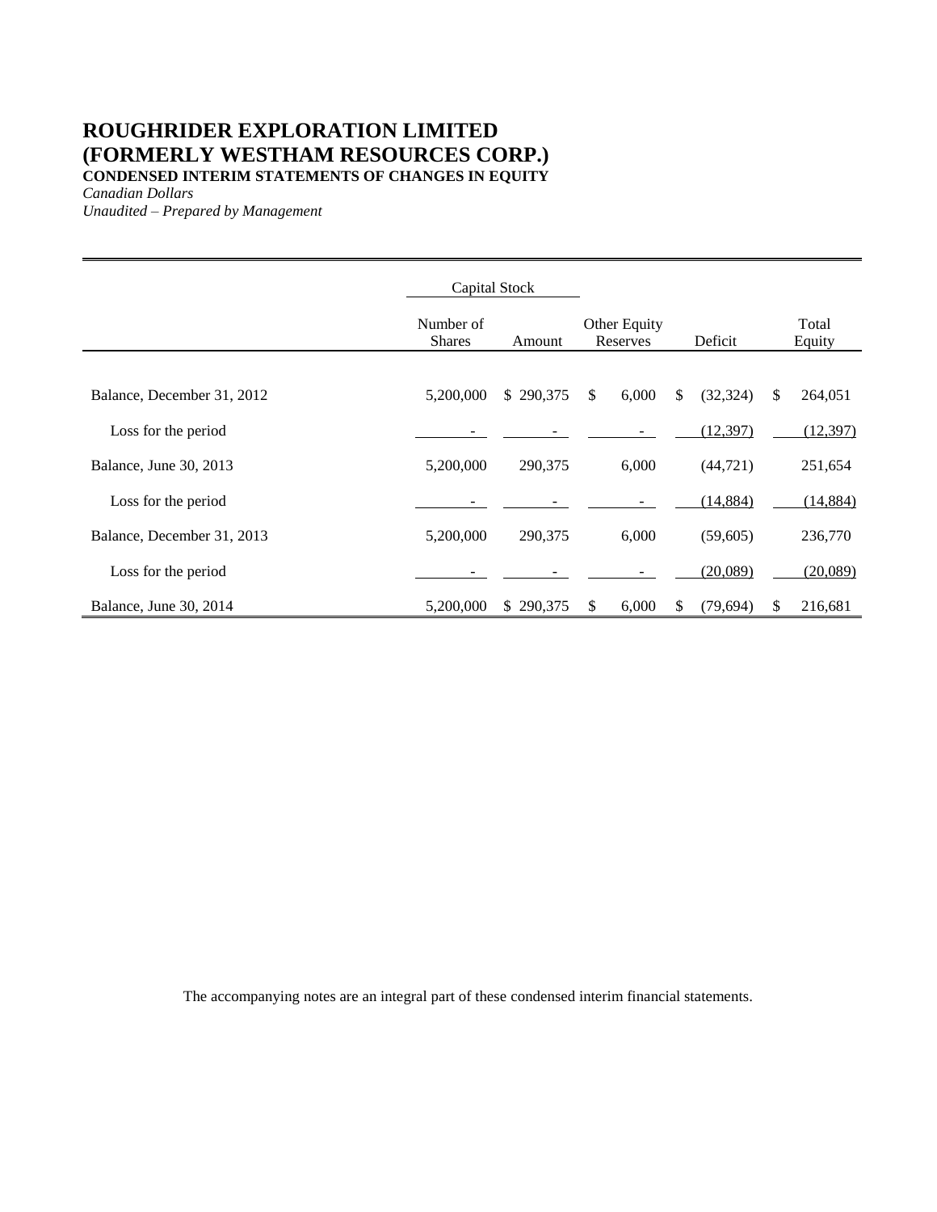# ROUGHRIDER EXPLORATION LIMITED
# (FORMERLY WESTHAM RESOURCES CORP.)
**CONDENSED INTERIM STATEMENTS OF CHANGES IN EQUITY**

*Canadian Dollars*

*Unaudited – Prepared by Management*

| | Capital Stock | | | | |
|---|---|---|---|---|---|
| | Number of Shares | Amount | Other Equity Reserves | Deficit | Total Equity |
| Balance, December 31, 2012 | 5,200,000 | $ 290,375 | $ 6,000 | $ (32,324) | $ 264,051 |
| Loss for the period | - | - | - | (12,397) | (12,397) |
| Balance, June 30, 2013 | 5,200,000 | 290,375 | 6,000 | (44,721) | 251,654 |
| Loss for the period | - | - | - | (14,884) | (14,884) |
| Balance, December 31, 2013 | 5,200,000 | 290,375 | 6,000 | (59,605) | 236,770 |
| Loss for the period | - | - | - | (20,089) | (20,089) |
| Balance, June 30, 2014 | 5,200,000 | $ 290,375 | $ 6,000 | $ (79,694) | $ 216,681 |

The accompanying notes are an integral part of these condensed interim financial statements.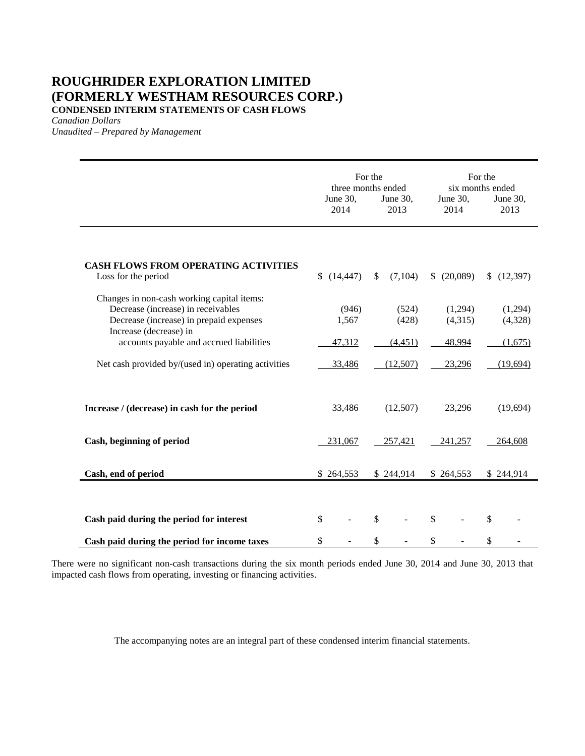# ROUGHRIDER EXPLORATION LIMITED
# (FORMERLY WESTHAM RESOURCES CORP.)

**CONDENSED INTERIM STATEMENTS OF CASH FLOWS**

*Canadian Dollars*

*Unaudited – Prepared by Management*

| | For the three months ended | | For the six months ended | |
|---|---|---|---|---|
| | June 30, 2014 | June 30, 2013 | June 30, 2014 | June 30, 2013 |
| **CASH FLOWS FROM OPERATING ACTIVITIES** | | | | |
| Loss for the period | $ (14,447) | $ (7,104) | $ (20,089) | $ (12,397) |
| Changes in non-cash working capital items: | | | | |
| Decrease (increase) in receivables | (946) | (524) | (1,294) | (1,294) |
| Decrease (increase) in prepaid expenses | 1,567 | (428) | (4,315) | (4,328) |
| Increase (decrease) in accounts payable and accrued liabilities | 47,312 | (4,451) | 48,994 | (1,675) |
| Net cash provided by/(used in) operating activities | 33,486 | (12,507) | 23,296 | (19,694) |
| **Increase / (decrease) in cash for the period** | 33,486 | (12,507) | 23,296 | (19,694) |
| **Cash, beginning of period** | 231,067 | 257,421 | 241,257 | 264,608 |
| **Cash, end of period** | $ 264,553 | $ 244,914 | $ 264,553 | $ 244,914 |
| **Cash paid during the period for interest** | $ - | $ - | $ - | $ - |
| **Cash paid during the period for income taxes** | $ - | $ - | $ - | $ - |

There were no significant non-cash transactions during the six month periods ended June 30, 2014 and June 30, 2013 that impacted cash flows from operating, investing or financing activities.

The accompanying notes are an integral part of these condensed interim financial statements.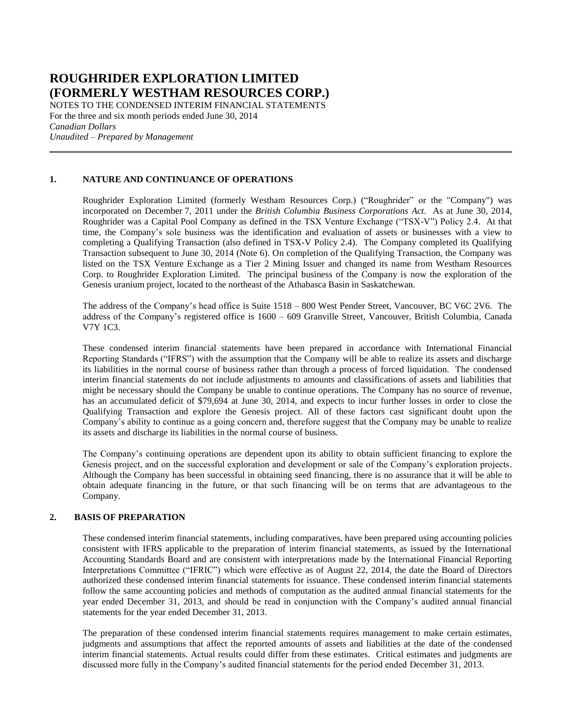# ROUGHRIDER EXPLORATION LIMITED (FORMERLY WESTHAM RESOURCES CORP.)

NOTES TO THE CONDENSED INTERIM FINANCIAL STATEMENTS
For the three and six month periods ended June 30, 2014
*Canadian Dollars*
*Unaudited – Prepared by Management*

## 1. NATURE AND CONTINUANCE OF OPERATIONS

Roughrider Exploration Limited (formerly Westham Resources Corp.) ("Roughrider" or the "Company") was incorporated on December 7, 2011 under the *British Columbia Business Corporations Act*. As at June 30, 2014, Roughrider was a Capital Pool Company as defined in the TSX Venture Exchange ("TSX-V") Policy 2.4. At that time, the Company's sole business was the identification and evaluation of assets or businesses with a view to completing a Qualifying Transaction (also defined in TSX-V Policy 2.4). The Company completed its Qualifying Transaction subsequent to June 30, 2014 (Note 6). On completion of the Qualifying Transaction, the Company was listed on the TSX Venture Exchange as a Tier 2 Mining Issuer and changed its name from Westham Resources Corp. to Roughrider Exploration Limited. The principal business of the Company is now the exploration of the Genesis uranium project, located to the northeast of the Athabasca Basin in Saskatchewan.

The address of the Company's head office is Suite 1518 – 800 West Pender Street, Vancouver, BC V6C 2V6. The address of the Company's registered office is 1600 – 609 Granville Street, Vancouver, British Columbia, Canada V7Y 1C3.

These condensed interim financial statements have been prepared in accordance with International Financial Reporting Standards ("IFRS") with the assumption that the Company will be able to realize its assets and discharge its liabilities in the normal course of business rather than through a process of forced liquidation. The condensed interim financial statements do not include adjustments to amounts and classifications of assets and liabilities that might be necessary should the Company be unable to continue operations. The Company has no source of revenue, has an accumulated deficit of $79,694 at June 30, 2014, and expects to incur further losses in order to close the Qualifying Transaction and explore the Genesis project. All of these factors cast significant doubt upon the Company's ability to continue as a going concern and, therefore suggest that the Company may be unable to realize its assets and discharge its liabilities in the normal course of business.

The Company's continuing operations are dependent upon its ability to obtain sufficient financing to explore the Genesis project, and on the successful exploration and development or sale of the Company's exploration projects. Although the Company has been successful in obtaining seed financing, there is no assurance that it will be able to obtain adequate financing in the future, or that such financing will be on terms that are advantageous to the Company.

## 2. BASIS OF PREPARATION

These condensed interim financial statements, including comparatives, have been prepared using accounting policies consistent with IFRS applicable to the preparation of interim financial statements, as issued by the International Accounting Standards Board and are consistent with interpretations made by the International Financial Reporting Interpretations Committee ("IFRIC") which were effective as of August 22, 2014, the date the Board of Directors authorized these condensed interim financial statements for issuance. These condensed interim financial statements follow the same accounting policies and methods of computation as the audited annual financial statements for the year ended December 31, 2013, and should be read in conjunction with the Company's audited annual financial statements for the year ended December 31, 2013.

The preparation of these condensed interim financial statements requires management to make certain estimates, judgments and assumptions that affect the reported amounts of assets and liabilities at the date of the condensed interim financial statements. Actual results could differ from these estimates. Critical estimates and judgments are discussed more fully in the Company's audited financial statements for the period ended December 31, 2013.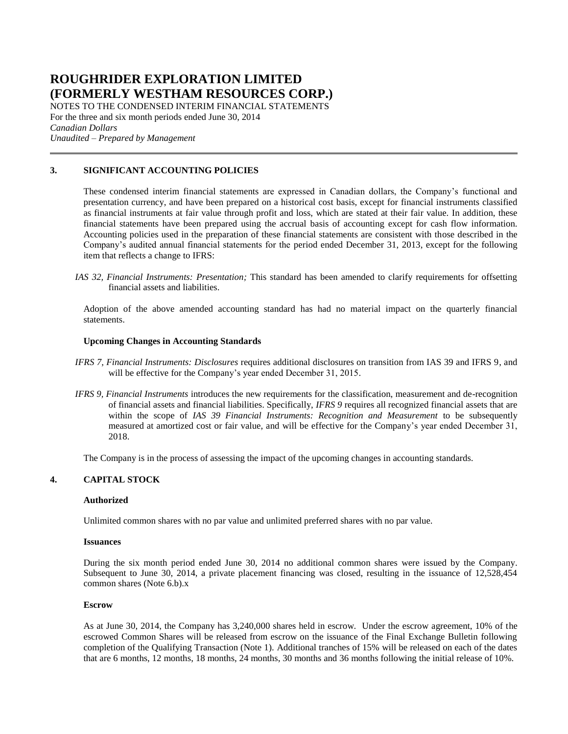## 3. SIGNIFICANT ACCOUNTING POLICIES

These condensed interim financial statements are expressed in Canadian dollars, the Company's functional and presentation currency, and have been prepared on a historical cost basis, except for financial instruments classified as financial instruments at fair value through profit and loss, which are stated at their fair value. In addition, these financial statements have been prepared using the accrual basis of accounting except for cash flow information. Accounting policies used in the preparation of these financial statements are consistent with those described in the Company's audited annual financial statements for the period ended December 31, 2013, except for the following item that reflects a change to IFRS:

*IAS 32, Financial Instruments: Presentation;* This standard has been amended to clarify requirements for offsetting financial assets and liabilities.

Adoption of the above amended accounting standard has had no material impact on the quarterly financial statements.

### Upcoming Changes in Accounting Standards

*IFRS 7, Financial Instruments: Disclosures* requires additional disclosures on transition from IAS 39 and IFRS 9, and will be effective for the Company's year ended December 31, 2015.

*IFRS 9, Financial Instruments* introduces the new requirements for the classification, measurement and de-recognition of financial assets and financial liabilities. Specifically, *IFRS 9* requires all recognized financial assets that are within the scope of *IAS 39 Financial Instruments: Recognition and Measurement* to be subsequently measured at amortized cost or fair value, and will be effective for the Company's year ended December 31, 2018.

The Company is in the process of assessing the impact of the upcoming changes in accounting standards.

## 4. CAPITAL STOCK

### Authorized

Unlimited common shares with no par value and unlimited preferred shares with no par value.

### Issuances

During the six month period ended June 30, 2014 no additional common shares were issued by the Company. Subsequent to June 30, 2014, a private placement financing was closed, resulting in the issuance of 12,528,454 common shares (Note 6.b).x

### Escrow

As at June 30, 2014, the Company has 3,240,000 shares held in escrow. Under the escrow agreement, 10% of the escrowed Common Shares will be released from escrow on the issuance of the Final Exchange Bulletin following completion of the Qualifying Transaction (Note 1). Additional tranches of 15% will be released on each of the dates that are 6 months, 12 months, 18 months, 24 months, 30 months and 36 months following the initial release of 10%.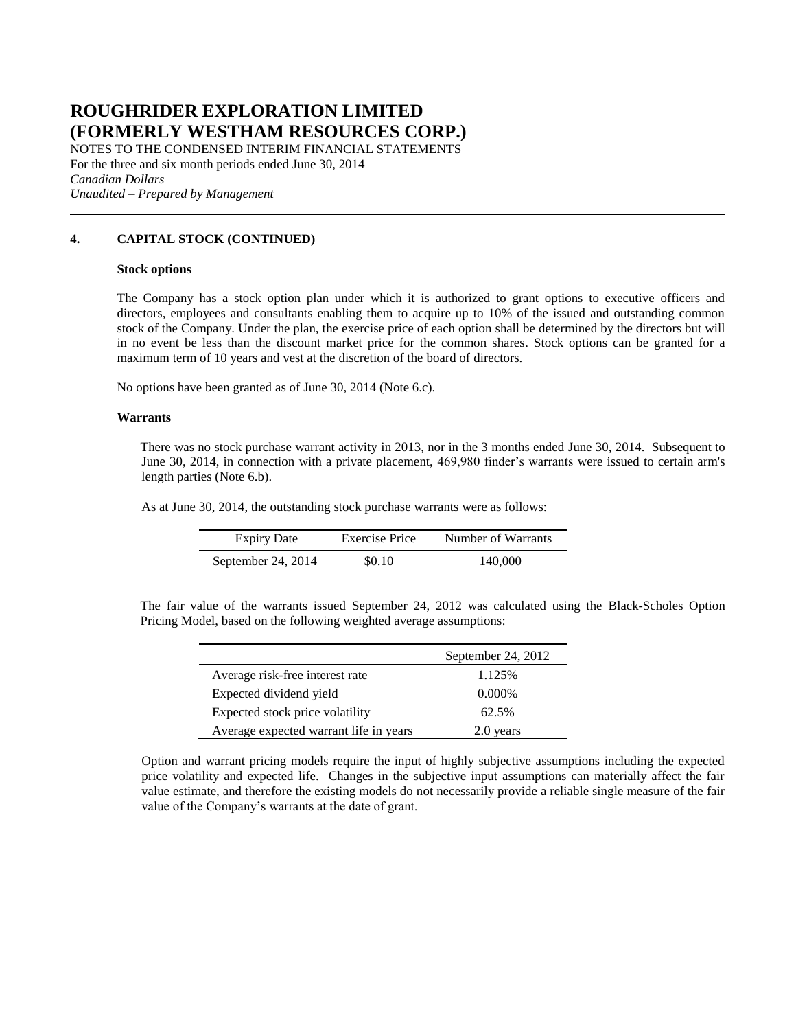## 4. CAPITAL STOCK (CONTINUED)

### Stock options

The Company has a stock option plan under which it is authorized to grant options to executive officers and directors, employees and consultants enabling them to acquire up to 10% of the issued and outstanding common stock of the Company. Under the plan, the exercise price of each option shall be determined by the directors but will in no event be less than the discount market price for the common shares. Stock options can be granted for a maximum term of 10 years and vest at the discretion of the board of directors.

No options have been granted as of June 30, 2014 (Note 6.c).

### Warrants

There was no stock purchase warrant activity in 2013, nor in the 3 months ended June 30, 2014. Subsequent to June 30, 2014, in connection with a private placement, 469,980 finder's warrants were issued to certain arm's length parties (Note 6.b).

As at June 30, 2014, the outstanding stock purchase warrants were as follows:

| Expiry Date | Exercise Price | Number of Warrants |
|---|---|---|
| September 24, 2014 | \$0.10 | 140,000 |

The fair value of the warrants issued September 24, 2012 was calculated using the Black-Scholes Option Pricing Model, based on the following weighted average assumptions:

| | September 24, 2012 |
|---|---|
| Average risk-free interest rate | 1.125% |
| Expected dividend yield | 0.000% |
| Expected stock price volatility | 62.5% |
| Average expected warrant life in years | 2.0 years |

Option and warrant pricing models require the input of highly subjective assumptions including the expected price volatility and expected life. Changes in the subjective input assumptions can materially affect the fair value estimate, and therefore the existing models do not necessarily provide a reliable single measure of the fair value of the Company's warrants at the date of grant.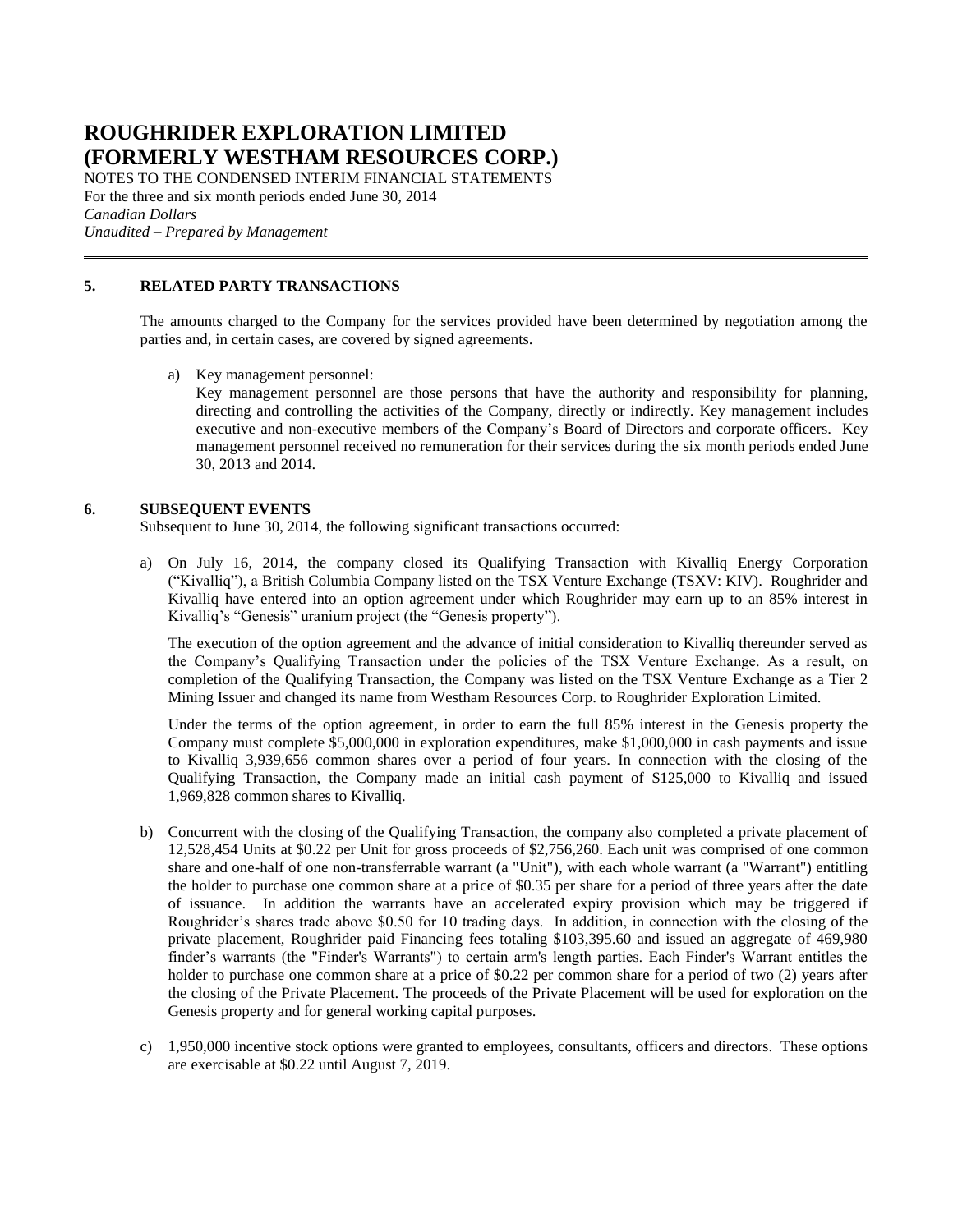# ROUGHRIDER EXPLORATION LIMITED (FORMERLY WESTHAM RESOURCES CORP.)

NOTES TO THE CONDENSED INTERIM FINANCIAL STATEMENTS
For the three and six month periods ended June 30, 2014
*Canadian Dollars*
*Unaudited – Prepared by Management*

## 5. RELATED PARTY TRANSACTIONS

The amounts charged to the Company for the services provided have been determined by negotiation among the parties and, in certain cases, are covered by signed agreements.

a) Key management personnel:
Key management personnel are those persons that have the authority and responsibility for planning, directing and controlling the activities of the Company, directly or indirectly. Key management includes executive and non-executive members of the Company's Board of Directors and corporate officers. Key management personnel received no remuneration for their services during the six month periods ended June 30, 2013 and 2014.

## 6. SUBSEQUENT EVENTS

Subsequent to June 30, 2014, the following significant transactions occurred:

a) On July 16, 2014, the company closed its Qualifying Transaction with Kivalliq Energy Corporation ("Kivalliq"), a British Columbia Company listed on the TSX Venture Exchange (TSXV: KIV). Roughrider and Kivalliq have entered into an option agreement under which Roughrider may earn up to an 85% interest in Kivalliq's "Genesis" uranium project (the "Genesis property").

The execution of the option agreement and the advance of initial consideration to Kivalliq thereunder served as the Company's Qualifying Transaction under the policies of the TSX Venture Exchange. As a result, on completion of the Qualifying Transaction, the Company was listed on the TSX Venture Exchange as a Tier 2 Mining Issuer and changed its name from Westham Resources Corp. to Roughrider Exploration Limited.

Under the terms of the option agreement, in order to earn the full 85% interest in the Genesis property the Company must complete $5,000,000 in exploration expenditures, make $1,000,000 in cash payments and issue to Kivalliq 3,939,656 common shares over a period of four years. In connection with the closing of the Qualifying Transaction, the Company made an initial cash payment of $125,000 to Kivalliq and issued 1,969,828 common shares to Kivalliq.

b) Concurrent with the closing of the Qualifying Transaction, the company also completed a private placement of 12,528,454 Units at $0.22 per Unit for gross proceeds of $2,756,260. Each unit was comprised of one common share and one-half of one non-transferrable warrant (a "Unit"), with each whole warrant (a "Warrant") entitling the holder to purchase one common share at a price of $0.35 per share for a period of three years after the date of issuance. In addition the warrants have an accelerated expiry provision which may be triggered if Roughrider's shares trade above $0.50 for 10 trading days. In addition, in connection with the closing of the private placement, Roughrider paid Financing fees totaling $103,395.60 and issued an aggregate of 469,980 finder's warrants (the "Finder's Warrants") to certain arm's length parties. Each Finder's Warrant entitles the holder to purchase one common share at a price of $0.22 per common share for a period of two (2) years after the closing of the Private Placement. The proceeds of the Private Placement will be used for exploration on the Genesis property and for general working capital purposes.

c) 1,950,000 incentive stock options were granted to employees, consultants, officers and directors. These options are exercisable at $0.22 until August 7, 2019.